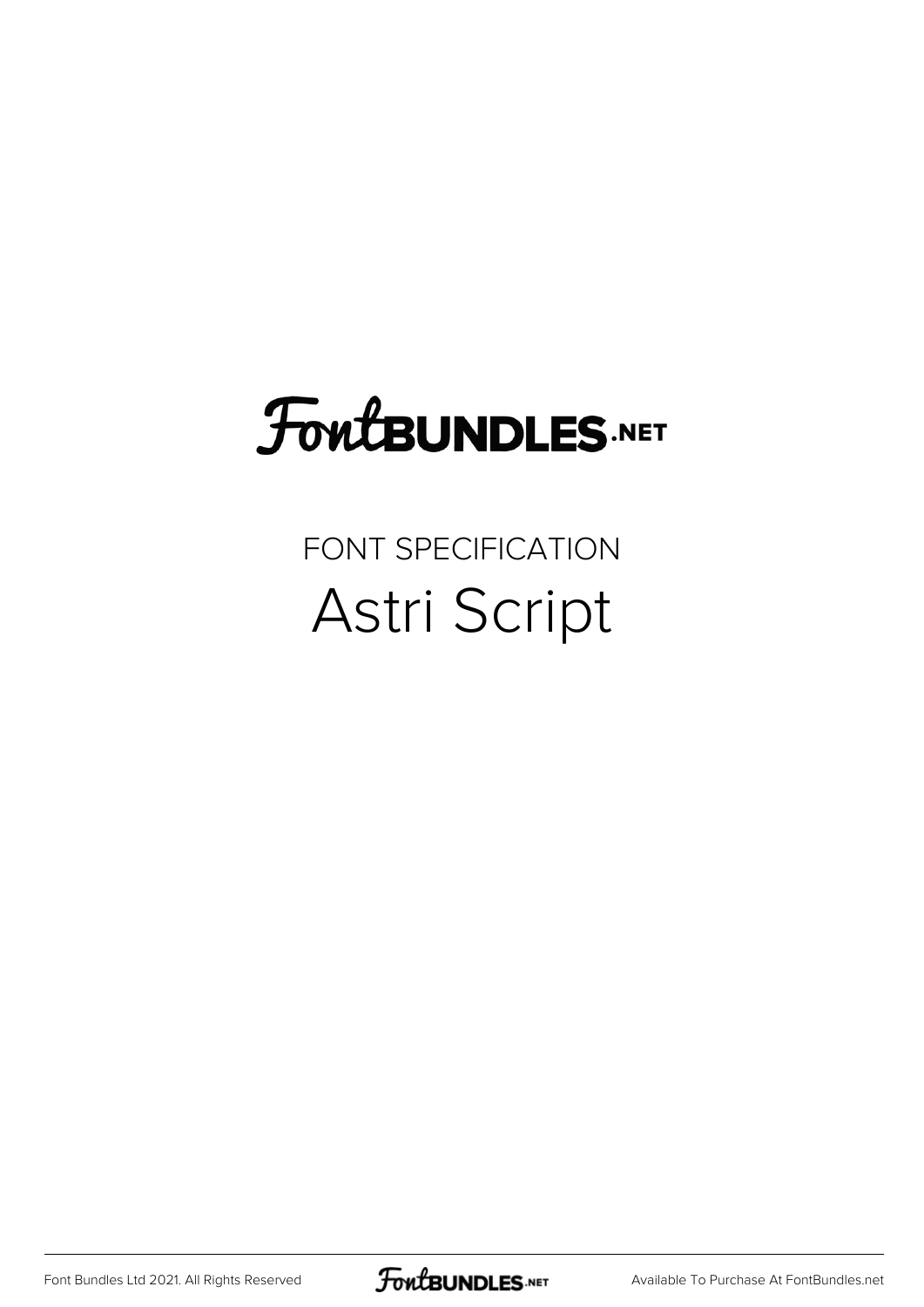# FontBUNDLES.NET

FONT SPECIFICATION

## Astri Script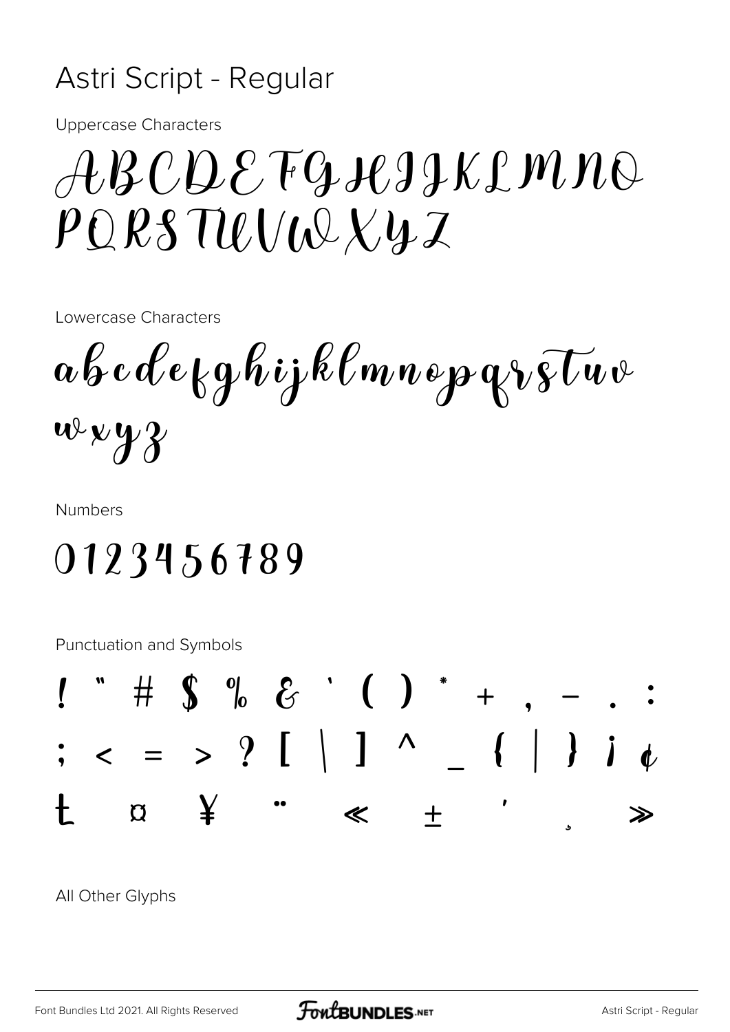# Astri Script - Regular

Uppercase Characters

ABCDEFGHIJKLMNO
PQRSTUVWXYZ

Lowercase Characters

abcdefghijklmnopqrstuv
wxyz

Numbers

0123456789

Punctuation and Symbols

! " # $ % & ' ( ) * + , - . :
; < = > ? [ \ ] ^ _ { | } ¡ ¢
£ ¤ ¥ ¨ « ± ´ ¸ »

All Other Glyphs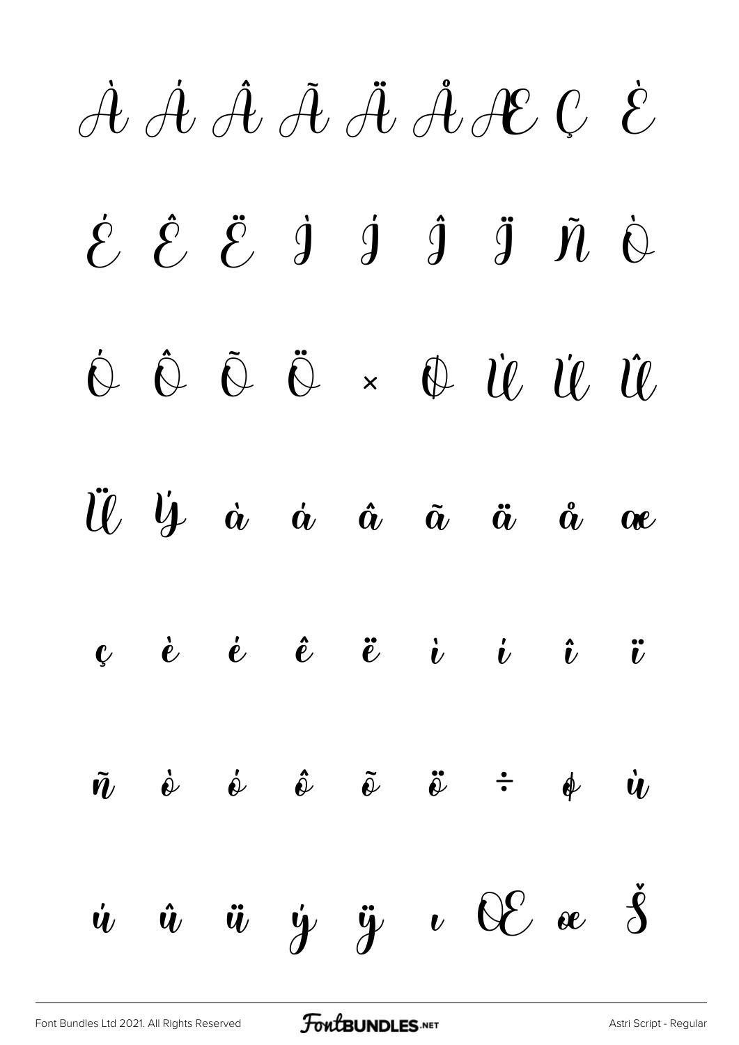À Á Â Ã Ä Å Æ Ç È

É Ê Ë Ì Í Î Ï Ñ Ò

Ó Ô Õ Ö × Ø Ù Ú Û

Ü Ý à á â ã ä å æ

ç è é ê ë ì í î ï

ñ ò ó ô õ ö ÷ ø ù

ú û ü ý ÿ ı Œ œ Š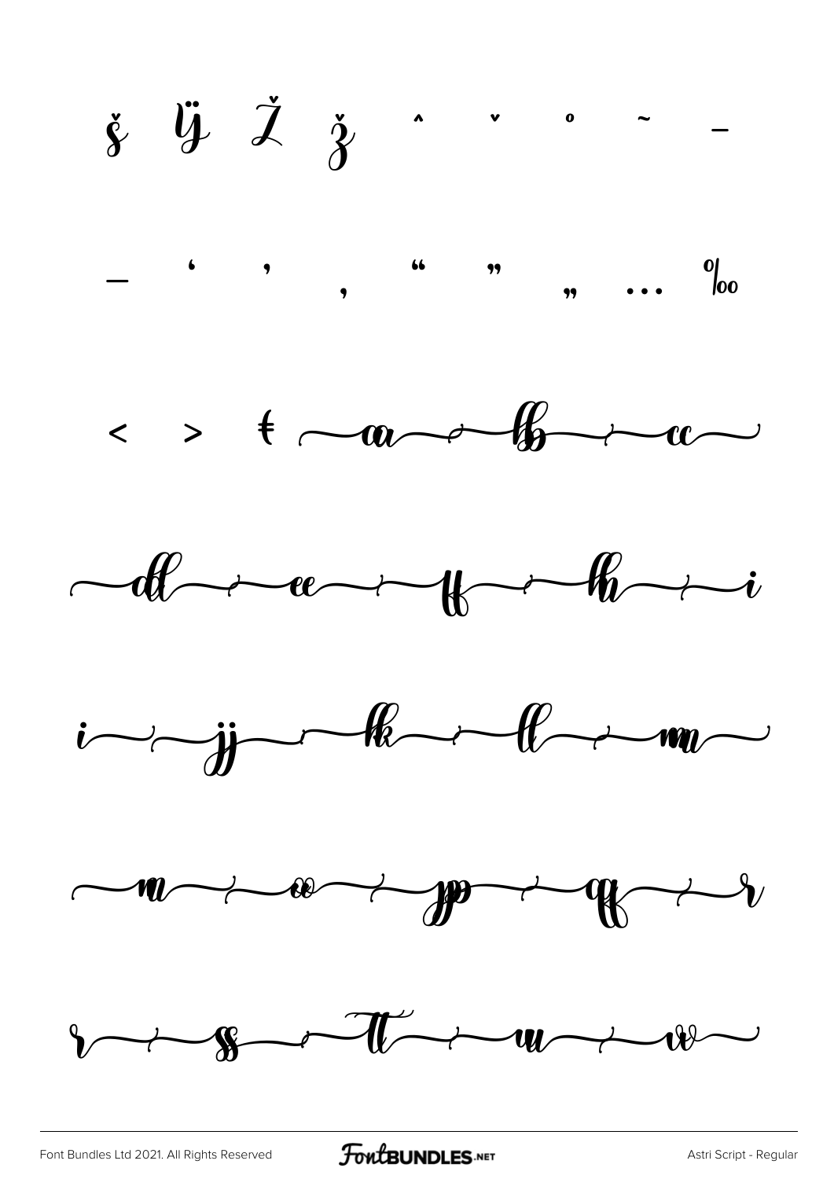š Ÿ Ž ž ˆ ˇ ˚ ˜ –

— ‘ ’ ‚ “ ” „ … ‰

< > ₮ aa bb cc

dd ee ff hh i

i jj kk ll mm

nn oo pp qq r

r ss tt uu vv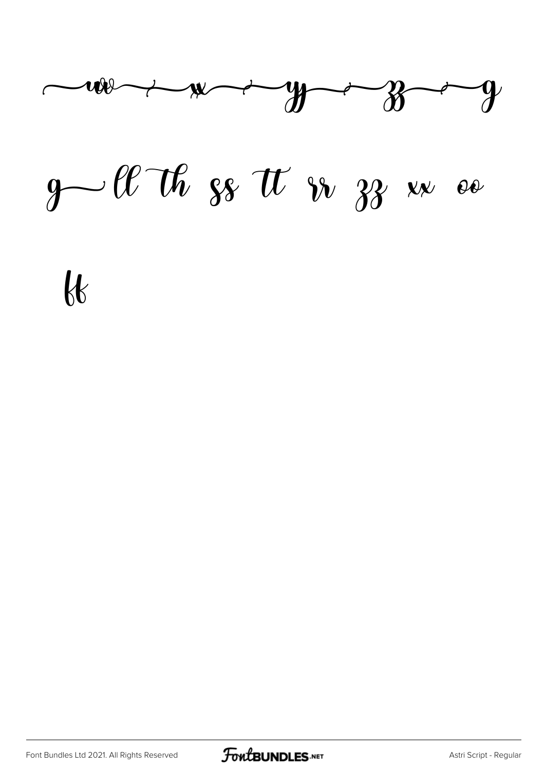w x y z g

g ll th ss tt rr zz xx oo

ff